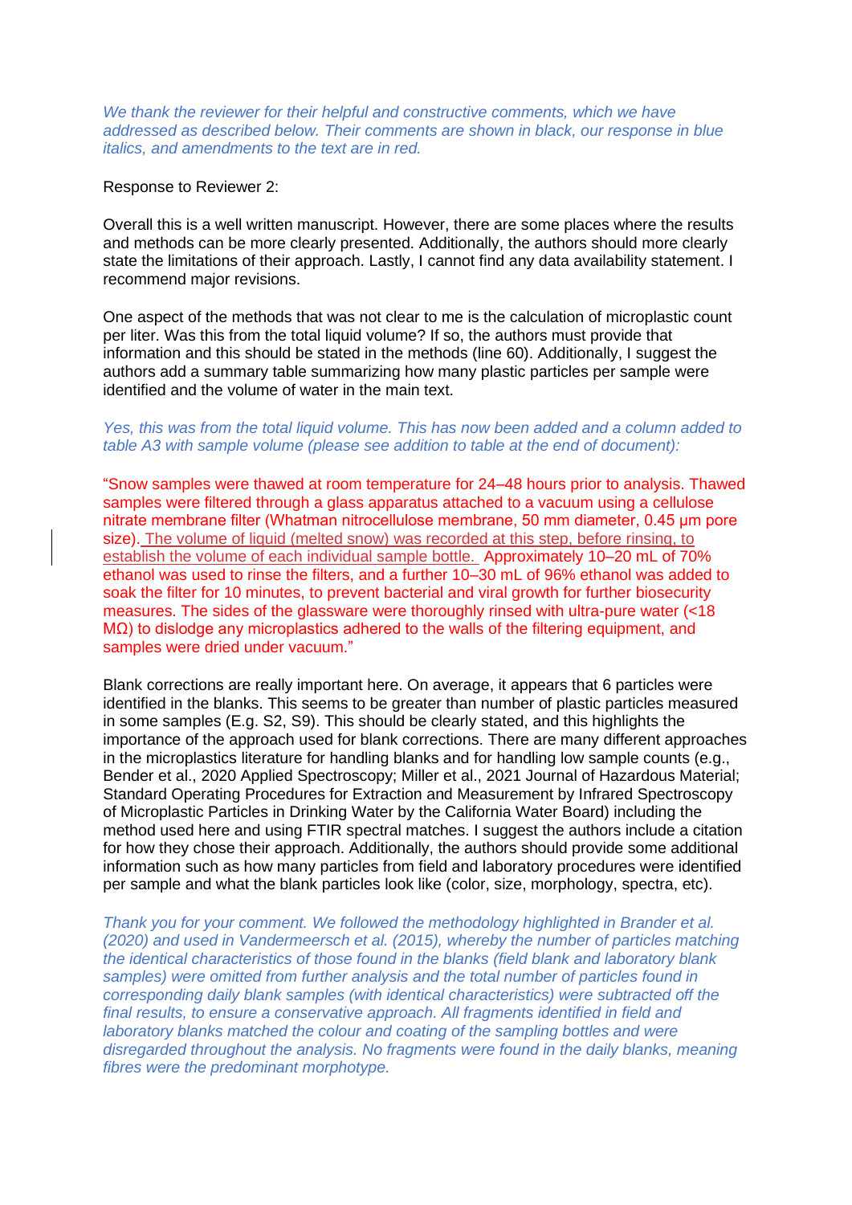*We thank the reviewer for their helpful and constructive comments, which we have addressed as described below. Their comments are shown in black, our response in blue italics, and amendments to the text are in red.*

Response to Reviewer 2:

Overall this is a well written manuscript. However, there are some places where the results and methods can be more clearly presented. Additionally, the authors should more clearly state the limitations of their approach. Lastly, I cannot find any data availability statement. I recommend major revisions.

One aspect of the methods that was not clear to me is the calculation of microplastic count per liter. Was this from the total liquid volume? If so, the authors must provide that information and this should be stated in the methods (line 60). Additionally, I suggest the authors add a summary table summarizing how many plastic particles per sample were identified and the volume of water in the main text.

*Yes, this was from the total liquid volume. This has now been added and a column added to table A3 with sample volume (please see addition to table at the end of document):*

"Snow samples were thawed at room temperature for 24–48 hours prior to analysis. Thawed samples were filtered through a glass apparatus attached to a vacuum using a cellulose nitrate membrane filter (Whatman nitrocellulose membrane, 50 mm diameter, 0.45 μm pore size). The volume of liquid (melted snow) was recorded at this step, before rinsing, to establish the volume of each individual sample bottle. Approximately 10–20 mL of 70% ethanol was used to rinse the filters, and a further 10–30 mL of 96% ethanol was added to soak the filter for 10 minutes, to prevent bacterial and viral growth for further biosecurity measures. The sides of the glassware were thoroughly rinsed with ultra-pure water (<18 MΩ) to dislodge any microplastics adhered to the walls of the filtering equipment, and samples were dried under vacuum."

Blank corrections are really important here. On average, it appears that 6 particles were identified in the blanks. This seems to be greater than number of plastic particles measured in some samples (E.g. S2, S9). This should be clearly stated, and this highlights the importance of the approach used for blank corrections. There are many different approaches in the microplastics literature for handling blanks and for handling low sample counts (e.g., Bender et al., 2020 Applied Spectroscopy; Miller et al., 2021 Journal of Hazardous Material; Standard Operating Procedures for Extraction and Measurement by Infrared Spectroscopy of Microplastic Particles in Drinking Water by the California Water Board) including the method used here and using FTIR spectral matches. I suggest the authors include a citation for how they chose their approach. Additionally, the authors should provide some additional information such as how many particles from field and laboratory procedures were identified per sample and what the blank particles look like (color, size, morphology, spectra, etc).

*Thank you for your comment. We followed the methodology highlighted in Brander et al. (2020) and used in Vandermeersch et al. (2015), whereby the number of particles matching the identical characteristics of those found in the blanks (field blank and laboratory blank samples) were omitted from further analysis and the total number of particles found in corresponding daily blank samples (with identical characteristics) were subtracted off the final results, to ensure a conservative approach. All fragments identified in field and laboratory blanks matched the colour and coating of the sampling bottles and were disregarded throughout the analysis. No fragments were found in the daily blanks, meaning fibres were the predominant morphotype.*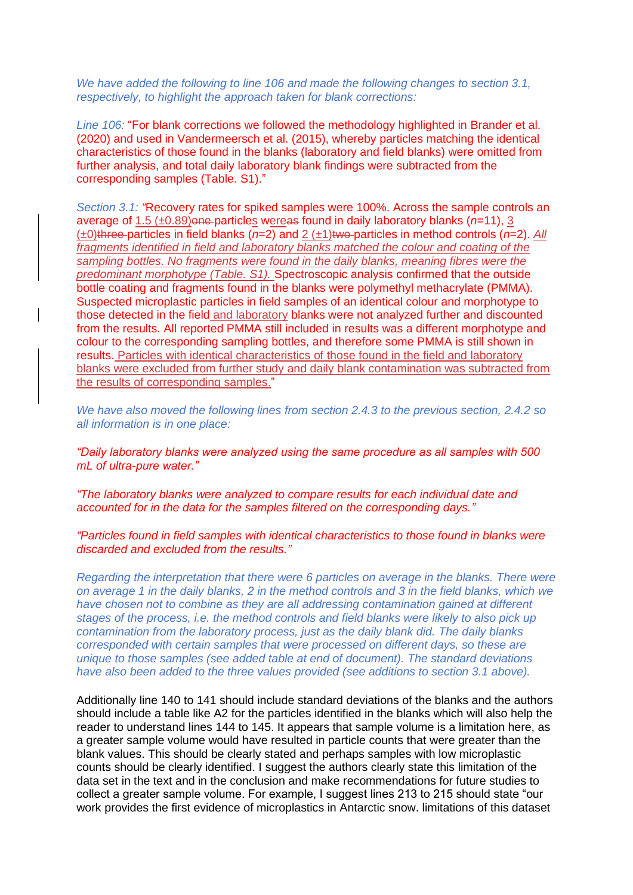*We have added the following to line 106 and made the following changes to section 3.1, respectively, to highlight the approach taken for blank corrections:*

*Line 106:* "For blank corrections we followed the methodology highlighted in Brander et al. (2020) and used in Vandermeersch et al. (2015), whereby particles matching the identical characteristics of those found in the blanks (laboratory and field blanks) were omitted from further analysis, and total daily laboratory blank findings were subtracted from the corresponding samples (Table. S1)."

*Section 3.1:* "Recovery rates for spiked samples were 100%. Across the sample controls an average of 1.5 (±0.89)~~one~~ particles were~~as~~ found in daily laboratory blanks (*n*=11), 3 (±0)~~three~~ particles in field blanks (*n*=2) and 2 (±1)~~two~~ particles in method controls (*n*=2). *All fragments identified in field and laboratory blanks matched the colour and coating of the sampling bottles. No fragments were found in the daily blanks, meaning fibres were the predominant morphotype (Table. S1).* Spectroscopic analysis confirmed that the outside bottle coating and fragments found in the blanks were polymethyl methacrylate (PMMA). Suspected microplastic particles in field samples of an identical colour and morphotype to those detected in the field and laboratory blanks were not analyzed further and discounted from the results. All reported PMMA still included in results was a different morphotype and colour to the corresponding sampling bottles, and therefore some PMMA is still shown in results. Particles with identical characteristics of those found in the field and laboratory blanks were excluded from further study and daily blank contamination was subtracted from the results of corresponding samples."

*We have also moved the following lines from section 2.4.3 to the previous section, 2.4.2 so all information is in one place:*

*"Daily laboratory blanks were analyzed using the same procedure as all samples with 500 mL of ultra-pure water."*

*"The laboratory blanks were analyzed to compare results for each individual date and accounted for in the data for the samples filtered on the corresponding days."*

*"Particles found in field samples with identical characteristics to those found in blanks were discarded and excluded from the results."*

*Regarding the interpretation that there were 6 particles on average in the blanks. There were on average 1 in the daily blanks, 2 in the method controls and 3 in the field blanks, which we have chosen not to combine as they are all addressing contamination gained at different stages of the process, i.e. the method controls and field blanks were likely to also pick up contamination from the laboratory process, just as the daily blank did. The daily blanks corresponded with certain samples that were processed on different days, so these are unique to those samples (see added table at end of document). The standard deviations have also been added to the three values provided (see additions to section 3.1 above).*

Additionally line 140 to 141 should include standard deviations of the blanks and the authors should include a table like A2 for the particles identified in the blanks which will also help the reader to understand lines 144 to 145. It appears that sample volume is a limitation here, as a greater sample volume would have resulted in particle counts that were greater than the blank values. This should be clearly stated and perhaps samples with low microplastic counts should be clearly identified. I suggest the authors clearly state this limitation of the data set in the text and in the conclusion and make recommendations for future studies to collect a greater sample volume. For example, I suggest lines 213 to 215 should state "our work provides the first evidence of microplastics in Antarctic snow. limitations of this dataset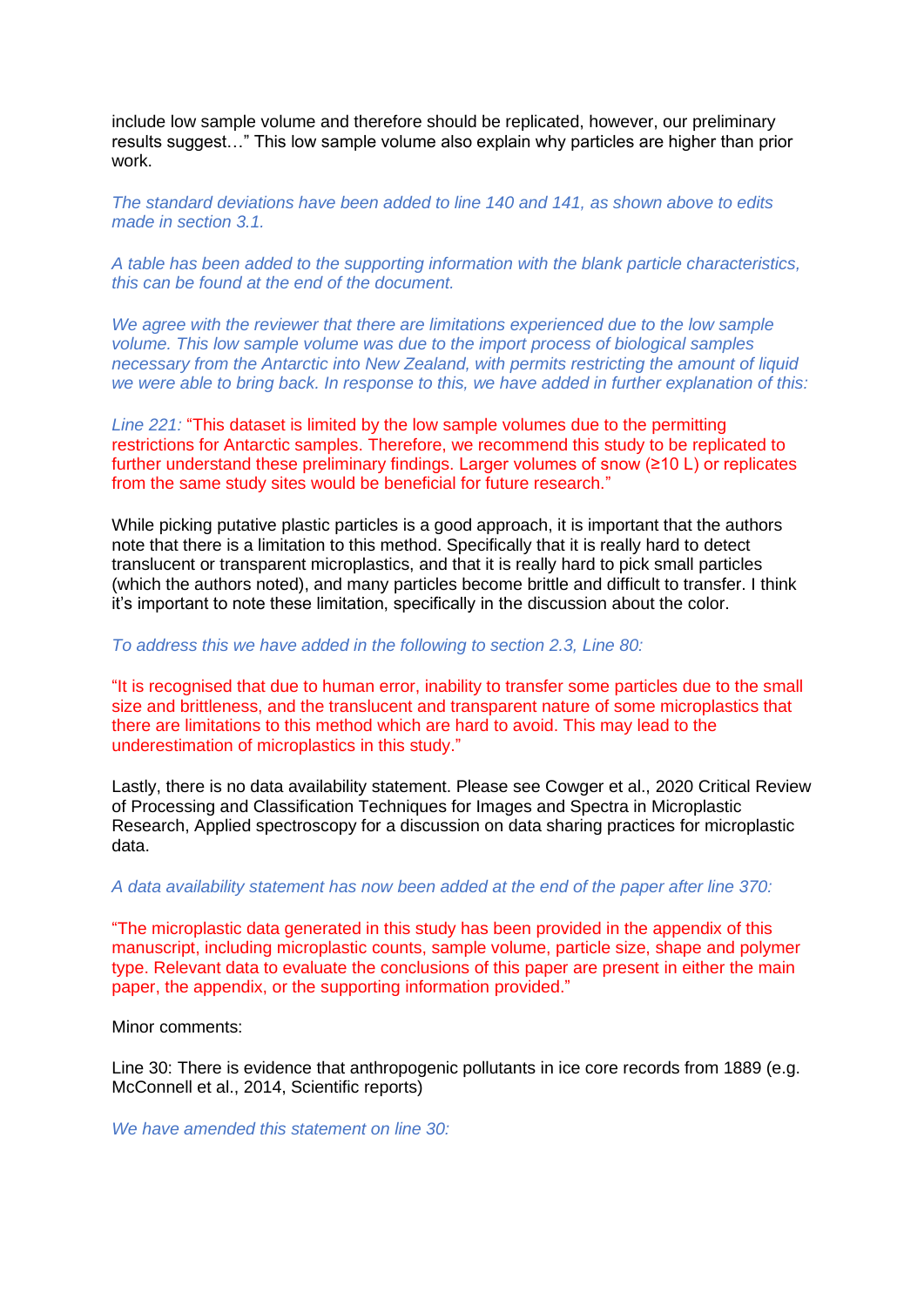include low sample volume and therefore should be replicated, however, our preliminary results suggest…" This low sample volume also explain why particles are higher than prior work.

*The standard deviations have been added to line 140 and 141, as shown above to edits made in section 3.1.*

*A table has been added to the supporting information with the blank particle characteristics, this can be found at the end of the document.*

*We agree with the reviewer that there are limitations experienced due to the low sample volume. This low sample volume was due to the import process of biological samples necessary from the Antarctic into New Zealand, with permits restricting the amount of liquid we were able to bring back. In response to this, we have added in further explanation of this:*

*Line 221:* "This dataset is limited by the low sample volumes due to the permitting restrictions for Antarctic samples. Therefore, we recommend this study to be replicated to further understand these preliminary findings. Larger volumes of snow (≥10 L) or replicates from the same study sites would be beneficial for future research."

While picking putative plastic particles is a good approach, it is important that the authors note that there is a limitation to this method. Specifically that it is really hard to detect translucent or transparent microplastics, and that it is really hard to pick small particles (which the authors noted), and many particles become brittle and difficult to transfer. I think it's important to note these limitation, specifically in the discussion about the color.

*To address this we have added in the following to section 2.3, Line 80:*

"It is recognised that due to human error, inability to transfer some particles due to the small size and brittleness, and the translucent and transparent nature of some microplastics that there are limitations to this method which are hard to avoid. This may lead to the underestimation of microplastics in this study."

Lastly, there is no data availability statement. Please see Cowger et al., 2020 Critical Review of Processing and Classification Techniques for Images and Spectra in Microplastic Research, Applied spectroscopy for a discussion on data sharing practices for microplastic data.

*A data availability statement has now been added at the end of the paper after line 370:*

"The microplastic data generated in this study has been provided in the appendix of this manuscript, including microplastic counts, sample volume, particle size, shape and polymer type. Relevant data to evaluate the conclusions of this paper are present in either the main paper, the appendix, or the supporting information provided."

Minor comments:

Line 30: There is evidence that anthropogenic pollutants in ice core records from 1889 (e.g. McConnell et al., 2014, Scientific reports)

*We have amended this statement on line 30:*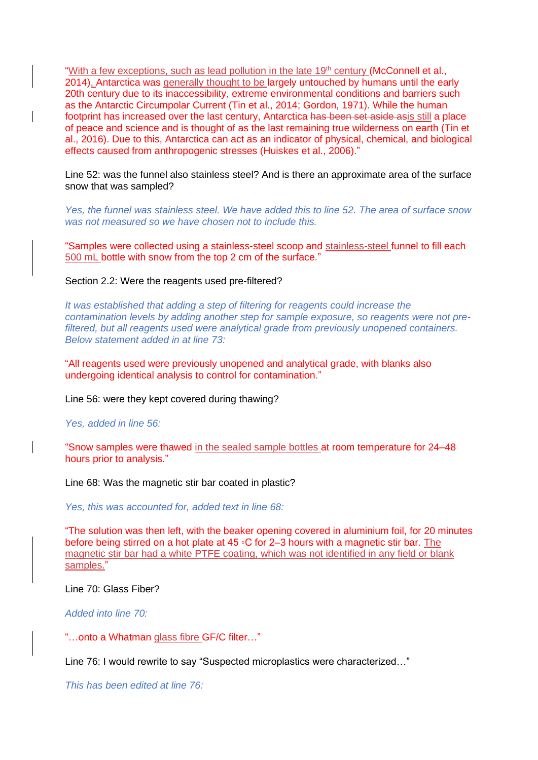"With a few exceptions, such as lead pollution in the late 19th century (McConnell et al., 2014), Antarctica was generally thought to be largely untouched by humans until the early 20th century due to its inaccessibility, extreme environmental conditions and barriers such as the Antarctic Circumpolar Current (Tin et al., 2014; Gordon, 1971). While the human footprint has increased over the last century, Antarctica ~~has been set aside as~~is still a place of peace and science and is thought of as the last remaining true wilderness on earth (Tin et al., 2016). Due to this, Antarctica can act as an indicator of physical, chemical, and biological effects caused from anthropogenic stresses (Huiskes et al., 2006)."

Line 52: was the funnel also stainless steel? And is there an approximate area of the surface snow that was sampled?

*Yes, the funnel was stainless steel. We have added this to line 52. The area of surface snow was not measured so we have chosen not to include this.*

"Samples were collected using a stainless-steel scoop and stainless-steel funnel to fill each 500 mL bottle with snow from the top 2 cm of the surface."

Section 2.2: Were the reagents used pre-filtered?

*It was established that adding a step of filtering for reagents could increase the contamination levels by adding another step for sample exposure, so reagents were not pre-filtered, but all reagents used were analytical grade from previously unopened containers. Below statement added in at line 73:*

"All reagents used were previously unopened and analytical grade, with blanks also undergoing identical analysis to control for contamination."

Line 56: were they kept covered during thawing?

*Yes, added in line 56:*

"Snow samples were thawed in the sealed sample bottles at room temperature for 24–48 hours prior to analysis."

Line 68: Was the magnetic stir bar coated in plastic?

*Yes, this was accounted for, added text in line 68:*

"The solution was then left, with the beaker opening covered in aluminium foil, for 20 minutes before being stirred on a hot plate at 45 ◦C for 2–3 hours with a magnetic stir bar. The magnetic stir bar had a white PTFE coating, which was not identified in any field or blank samples."

Line 70: Glass Fiber?

*Added into line 70:*

"…onto a Whatman glass fibre GF/C filter…"

Line 76: I would rewrite to say "Suspected microplastics were characterized…"

*This has been edited at line 76:*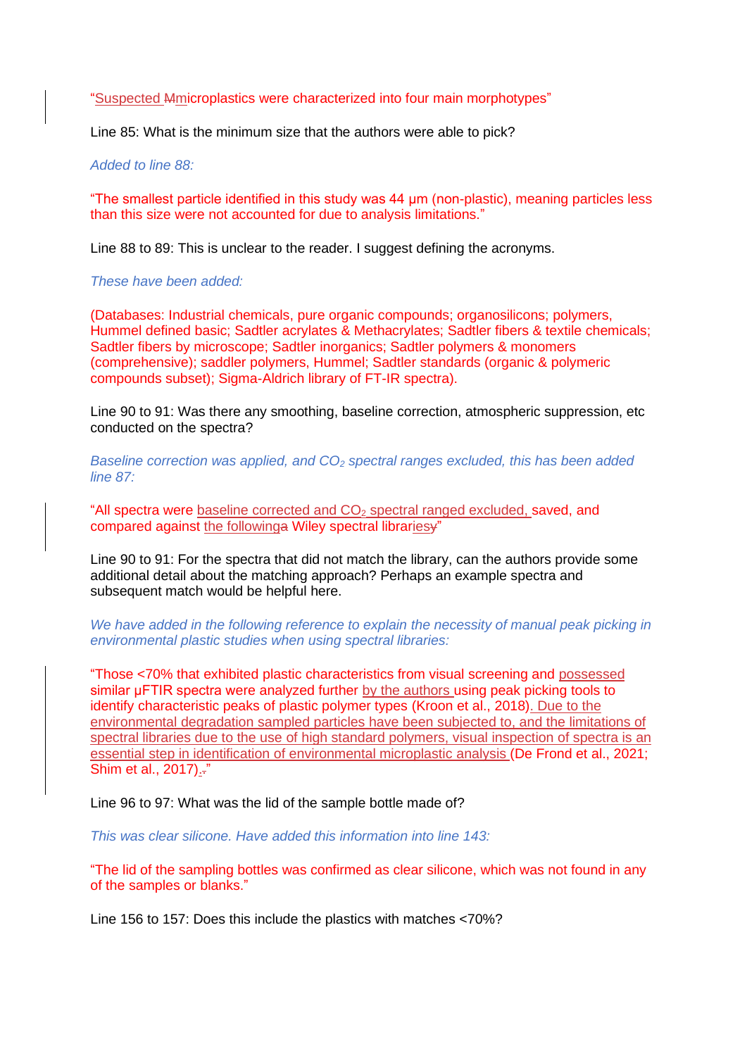"Suspected ~~M~~microplastics were characterized into four main morphotypes"

Line 85: What is the minimum size that the authors were able to pick?

*Added to line 88:*

"The smallest particle identified in this study was 44 µm (non-plastic), meaning particles less than this size were not accounted for due to analysis limitations."

Line 88 to 89: This is unclear to the reader. I suggest defining the acronyms.

*These have been added:*

(Databases: Industrial chemicals, pure organic compounds; organosilicons; polymers, Hummel defined basic; Sadtler acrylates & Methacrylates; Sadtler fibers & textile chemicals; Sadtler fibers by microscope; Sadtler inorganics; Sadtler polymers & monomers (comprehensive); saddler polymers, Hummel; Sadtler standards (organic & polymeric compounds subset); Sigma-Aldrich library of FT-IR spectra).

Line 90 to 91: Was there any smoothing, baseline correction, atmospheric suppression, etc conducted on the spectra?

*Baseline correction was applied, and $CO_2$ spectral ranges excluded, this has been added line 87:*

"All spectra were baseline corrected and $CO_2$ spectral ranged excluded, saved, and compared against the following~~a~~ Wiley spectral libraries~~y~~"

Line 90 to 91: For the spectra that did not match the library, can the authors provide some additional detail about the matching approach? Perhaps an example spectra and subsequent match would be helpful here.

*We have added in the following reference to explain the necessity of manual peak picking in environmental plastic studies when using spectral libraries:*

"Those <70% that exhibited plastic characteristics from visual screening and possessed similar µFTIR spectra were analyzed further by the authors using peak picking tools to identify characteristic peaks of plastic polymer types (Kroon et al., 2018). Due to the environmental degradation sampled particles have been subjected to, and the limitations of spectral libraries due to the use of high standard polymers, visual inspection of spectra is an essential step in identification of environmental microplastic analysis (De Frond et al., 2021; Shim et al., 2017).~~.~~"

Line 96 to 97: What was the lid of the sample bottle made of?

*This was clear silicone. Have added this information into line 143:*

"The lid of the sampling bottles was confirmed as clear silicone, which was not found in any of the samples or blanks."

Line 156 to 157: Does this include the plastics with matches <70%?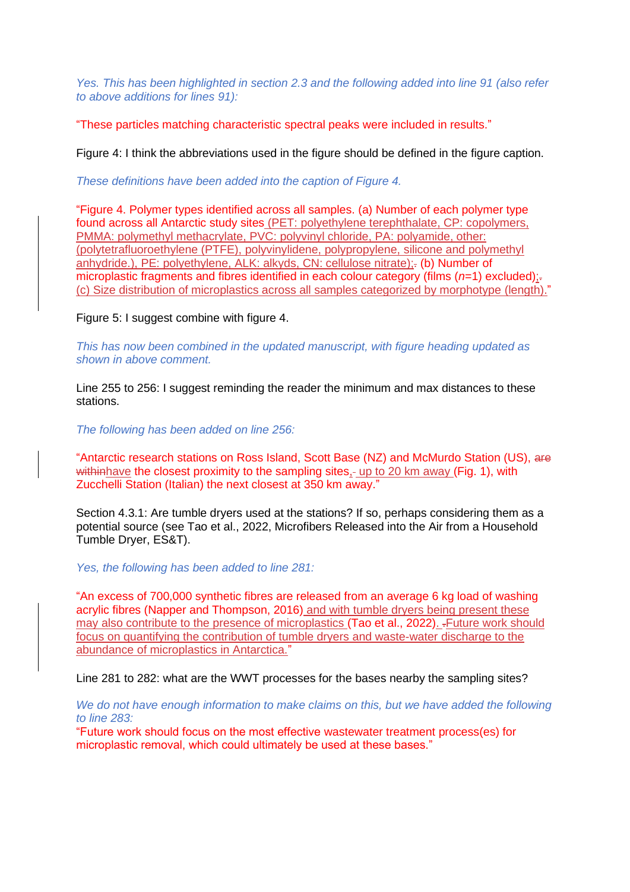*Yes. This has been highlighted in section 2.3 and the following added into line 91 (also refer to above additions for lines 91):*

"These particles matching characteristic spectral peaks were included in results."

Figure 4: I think the abbreviations used in the figure should be defined in the figure caption.

*These definitions have been added into the caption of Figure 4.*

"Figure 4. Polymer types identified across all samples. (a) Number of each polymer type found across all Antarctic study sites (PET: polyethylene terephthalate, CP: copolymers, PMMA: polymethyl methacrylate, PVC: polyvinyl chloride, PA: polyamide, other: (polytetrafluoroethylene (PTFE), polyvinylidene, polypropylene, silicone and polymethyl anhydride.), PE: polyethylene, ALK: alkyds, CN: cellulose nitrate); (b) Number of microplastic fragments and fibres identified in each colour category (films (*n*=1) excluded); (c) Size distribution of microplastics across all samples categorized by morphotype (length)."

Figure 5: I suggest combine with figure 4.

*This has now been combined in the updated manuscript, with figure heading updated as shown in above comment.*

Line 255 to 256: I suggest reminding the reader the minimum and max distances to these stations.

*The following has been added on line 256:*

"Antarctic research stations on Ross Island, Scott Base (NZ) and McMurdo Station (US), ~~are within~~have the closest proximity to the sampling sites, up to 20 km away (Fig. 1), with Zucchelli Station (Italian) the next closest at 350 km away."

Section 4.3.1: Are tumble dryers used at the stations? If so, perhaps considering them as a potential source (see Tao et al., 2022, Microfibers Released into the Air from a Household Tumble Dryer, ES&T).

*Yes, the following has been added to line 281:*

"An excess of 700,000 synthetic fibres are released from an average 6 kg load of washing acrylic fibres (Napper and Thompson, 2016) and with tumble dryers being present these may also contribute to the presence of microplastics (Tao et al., 2022). Future work should focus on quantifying the contribution of tumble dryers and waste-water discharge to the abundance of microplastics in Antarctica."

Line 281 to 282: what are the WWT processes for the bases nearby the sampling sites?

*We do not have enough information to make claims on this, but we have added the following to line 283:*

"Future work should focus on the most effective wastewater treatment process(es) for microplastic removal, which could ultimately be used at these bases."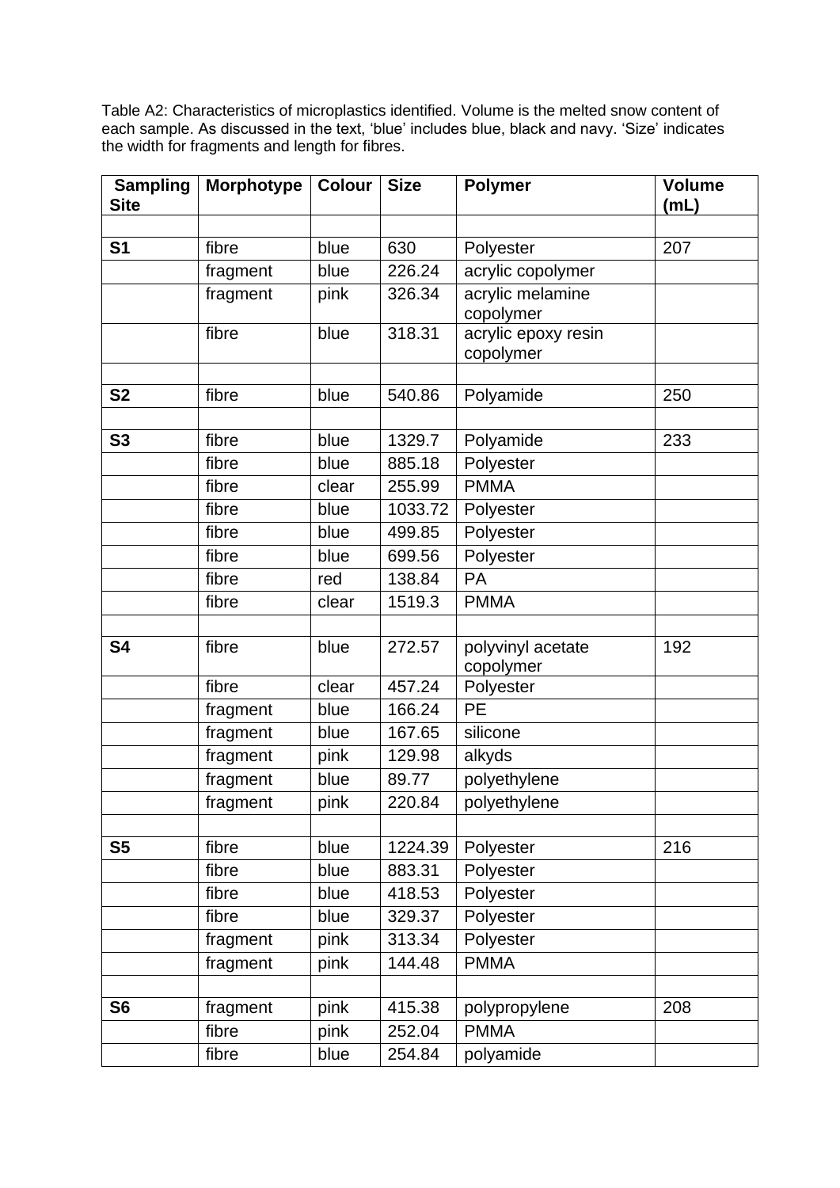Table A2: Characteristics of microplastics identified. Volume is the melted snow content of each sample. As discussed in the text, 'blue' includes blue, black and navy. 'Size' indicates the width for fragments and length for fibres.

| **Sampling Site** | **Morphotype** | **Colour** | **Size** | **Polymer** | **Volume (mL)** |
|---|---|---|---|---|---|
| | | | | | |
| **S1** | fibre | blue | 630 | Polyester | 207 |
| | fragment | blue | 226.24 | acrylic copolymer | |
| | fragment | pink | 326.34 | acrylic melamine copolymer | |
| | fibre | blue | 318.31 | acrylic epoxy resin copolymer | |
| | | | | | |
| **S2** | fibre | blue | 540.86 | Polyamide | 250 |
| | | | | | |
| **S3** | fibre | blue | 1329.7 | Polyamide | 233 |
| | fibre | blue | 885.18 | Polyester | |
| | fibre | clear | 255.99 | PMMA | |
| | fibre | blue | 1033.72 | Polyester | |
| | fibre | blue | 499.85 | Polyester | |
| | fibre | blue | 699.56 | Polyester | |
| | fibre | red | 138.84 | PA | |
| | fibre | clear | 1519.3 | PMMA | |
| | | | | | |
| **S4** | fibre | blue | 272.57 | polyvinyl acetate copolymer | 192 |
| | fibre | clear | 457.24 | Polyester | |
| | fragment | blue | 166.24 | PE | |
| | fragment | blue | 167.65 | silicone | |
| | fragment | pink | 129.98 | alkyds | |
| | fragment | blue | 89.77 | polyethylene | |
| | fragment | pink | 220.84 | polyethylene | |
| | | | | | |
| **S5** | fibre | blue | 1224.39 | Polyester | 216 |
| | fibre | blue | 883.31 | Polyester | |
| | fibre | blue | 418.53 | Polyester | |
| | fibre | blue | 329.37 | Polyester | |
| | fragment | pink | 313.34 | Polyester | |
| | fragment | pink | 144.48 | PMMA | |
| | | | | | |
| **S6** | fragment | pink | 415.38 | polypropylene | 208 |
| | fibre | pink | 252.04 | PMMA | |
| | fibre | blue | 254.84 | polyamide | |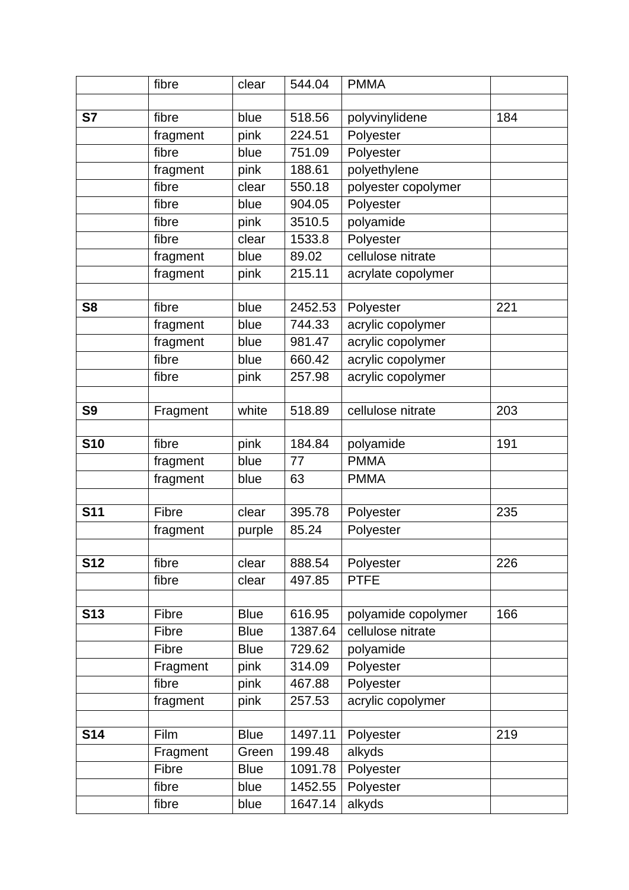| | | | | | |
|---|---|---|---|---|---|
| | fibre | clear | 544.04 | PMMA | |
| | | | | | |
| **S7** | fibre | blue | 518.56 | polyvinylidene | 184 |
| | fragment | pink | 224.51 | Polyester | |
| | fibre | blue | 751.09 | Polyester | |
| | fragment | pink | 188.61 | polyethylene | |
| | fibre | clear | 550.18 | polyester copolymer | |
| | fibre | blue | 904.05 | Polyester | |
| | fibre | pink | 3510.5 | polyamide | |
| | fibre | clear | 1533.8 | Polyester | |
| | fragment | blue | 89.02 | cellulose nitrate | |
| | fragment | pink | 215.11 | acrylate copolymer | |
| | | | | | |
| **S8** | fibre | blue | 2452.53 | Polyester | 221 |
| | fragment | blue | 744.33 | acrylic copolymer | |
| | fragment | blue | 981.47 | acrylic copolymer | |
| | fibre | blue | 660.42 | acrylic copolymer | |
| | fibre | pink | 257.98 | acrylic copolymer | |
| | | | | | |
| **S9** | Fragment | white | 518.89 | cellulose nitrate | 203 |
| | | | | | |
| **S10** | fibre | pink | 184.84 | polyamide | 191 |
| | fragment | blue | 77 | PMMA | |
| | fragment | blue | 63 | PMMA | |
| | | | | | |
| **S11** | Fibre | clear | 395.78 | Polyester | 235 |
| | fragment | purple | 85.24 | Polyester | |
| | | | | | |
| **S12** | fibre | clear | 888.54 | Polyester | 226 |
| | fibre | clear | 497.85 | PTFE | |
| | | | | | |
| **S13** | Fibre | Blue | 616.95 | polyamide copolymer | 166 |
| | Fibre | Blue | 1387.64 | cellulose nitrate | |
| | Fibre | Blue | 729.62 | polyamide | |
| | Fragment | pink | 314.09 | Polyester | |
| | fibre | pink | 467.88 | Polyester | |
| | fragment | pink | 257.53 | acrylic copolymer | |
| | | | | | |
| **S14** | Film | Blue | 1497.11 | Polyester | 219 |
| | Fragment | Green | 199.48 | alkyds | |
| | Fibre | Blue | 1091.78 | Polyester | |
| | fibre | blue | 1452.55 | Polyester | |
| | fibre | blue | 1647.14 | alkyds | |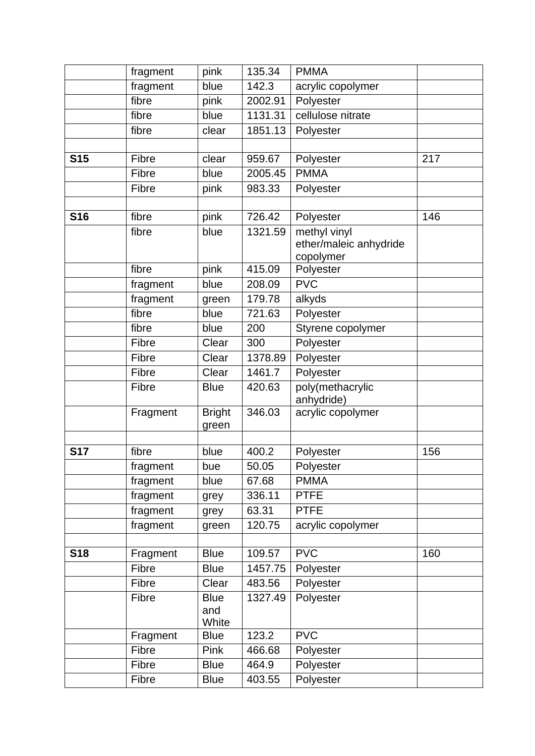| | | | | | |
|---|---|---|---|---|---|
| | fragment | pink | 135.34 | PMMA | |
| | fragment | blue | 142.3 | acrylic copolymer | |
| | fibre | pink | 2002.91 | Polyester | |
| | fibre | blue | 1131.31 | cellulose nitrate | |
| | fibre | clear | 1851.13 | Polyester | |
| | | | | | |
| **S15** | Fibre | clear | 959.67 | Polyester | 217 |
| | Fibre | blue | 2005.45 | PMMA | |
| | Fibre | pink | 983.33 | Polyester | |
| | | | | | |
| **S16** | fibre | pink | 726.42 | Polyester | 146 |
| | fibre | blue | 1321.59 | methyl vinyl ether/maleic anhydride copolymer | |
| | fibre | pink | 415.09 | Polyester | |
| | fragment | blue | 208.09 | PVC | |
| | fragment | green | 179.78 | alkyds | |
| | fibre | blue | 721.63 | Polyester | |
| | fibre | blue | 200 | Styrene copolymer | |
| | Fibre | Clear | 300 | Polyester | |
| | Fibre | Clear | 1378.89 | Polyester | |
| | Fibre | Clear | 1461.7 | Polyester | |
| | Fibre | Blue | 420.63 | poly(methacrylic anhydride) | |
| | Fragment | Bright green | 346.03 | acrylic copolymer | |
| | | | | | |
| **S17** | fibre | blue | 400.2 | Polyester | 156 |
| | fragment | bue | 50.05 | Polyester | |
| | fragment | blue | 67.68 | PMMA | |
| | fragment | grey | 336.11 | PTFE | |
| | fragment | grey | 63.31 | PTFE | |
| | fragment | green | 120.75 | acrylic copolymer | |
| | | | | | |
| **S18** | Fragment | Blue | 109.57 | PVC | 160 |
| | Fibre | Blue | 1457.75 | Polyester | |
| | Fibre | Clear | 483.56 | Polyester | |
| | Fibre | Blue and White | 1327.49 | Polyester | |
| | Fragment | Blue | 123.2 | PVC | |
| | Fibre | Pink | 466.68 | Polyester | |
| | Fibre | Blue | 464.9 | Polyester | |
| | Fibre | Blue | 403.55 | Polyester | |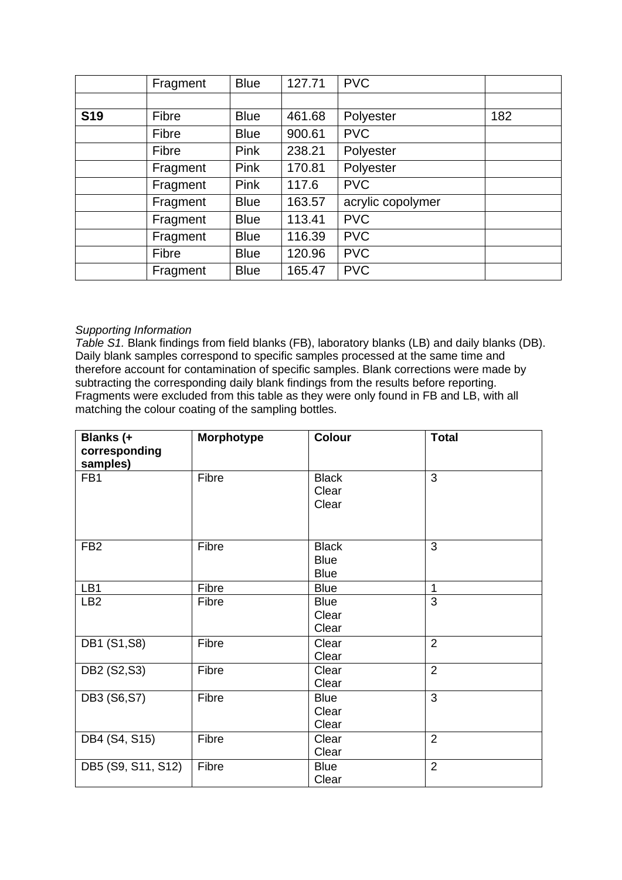| | | | | | |
|---|---|---|---|---|---|
| | Fragment | Blue | 127.71 | PVC | |
| | | | | | |
| **S19** | Fibre | Blue | 461.68 | Polyester | 182 |
| | Fibre | Blue | 900.61 | PVC | |
| | Fibre | Pink | 238.21 | Polyester | |
| | Fragment | Pink | 170.81 | Polyester | |
| | Fragment | Pink | 117.6 | PVC | |
| | Fragment | Blue | 163.57 | acrylic copolymer | |
| | Fragment | Blue | 113.41 | PVC | |
| | Fragment | Blue | 116.39 | PVC | |
| | Fibre | Blue | 120.96 | PVC | |
| | Fragment | Blue | 165.47 | PVC | |

*Supporting Information*

*Table S1.* Blank findings from field blanks (FB), laboratory blanks (LB) and daily blanks (DB). Daily blank samples correspond to specific samples processed at the same time and therefore account for contamination of specific samples. Blank corrections were made by subtracting the corresponding daily blank findings from the results before reporting. Fragments were excluded from this table as they were only found in FB and LB, with all matching the colour coating of the sampling bottles.

| **Blanks (+ corresponding samples)** | **Morphotype** | **Colour** | **Total** |
|---|---|---|---|
| FB1 | Fibre | Black<br>Clear<br>Clear | 3 |
| FB2 | Fibre | Black<br>Blue<br>Blue | 3 |
| LB1 | Fibre | Blue | 1 |
| LB2 | Fibre | Blue<br>Clear<br>Clear | 3 |
| DB1 (S1,S8) | Fibre | Clear<br>Clear | 2 |
| DB2 (S2,S3) | Fibre | Clear<br>Clear | 2 |
| DB3 (S6,S7) | Fibre | Blue<br>Clear<br>Clear | 3 |
| DB4 (S4, S15) | Fibre | Clear<br>Clear | 2 |
| DB5 (S9, S11, S12) | Fibre | Blue<br>Clear | 2 |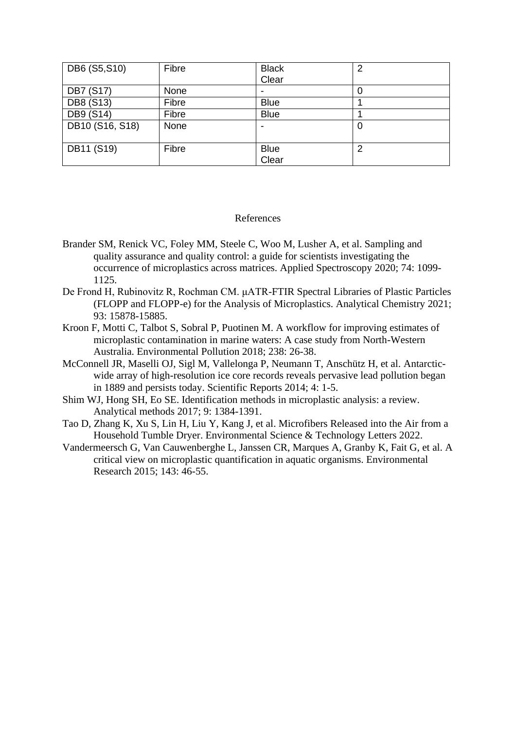| | | | |
|---|---|---|---|
| DB6 (S5,S10) | Fibre | Black<br>Clear | 2 |
| DB7 (S17) | None | - | 0 |
| DB8 (S13) | Fibre | Blue | 1 |
| DB9 (S14) | Fibre | Blue | 1 |
| DB10 (S16, S18) | None | - | 0 |
| DB11 (S19) | Fibre | Blue<br>Clear | 2 |

References

Brander SM, Renick VC, Foley MM, Steele C, Woo M, Lusher A, et al. Sampling and quality assurance and quality control: a guide for scientists investigating the occurrence of microplastics across matrices. Applied Spectroscopy 2020; 74: 1099-1125.

De Frond H, Rubinovitz R, Rochman CM. μATR-FTIR Spectral Libraries of Plastic Particles (FLOPP and FLOPP-e) for the Analysis of Microplastics. Analytical Chemistry 2021; 93: 15878-15885.

Kroon F, Motti C, Talbot S, Sobral P, Puotinen M. A workflow for improving estimates of microplastic contamination in marine waters: A case study from North-Western Australia. Environmental Pollution 2018; 238: 26-38.

McConnell JR, Maselli OJ, Sigl M, Vallelonga P, Neumann T, Anschütz H, et al. Antarctic-wide array of high-resolution ice core records reveals pervasive lead pollution began in 1889 and persists today. Scientific Reports 2014; 4: 1-5.

Shim WJ, Hong SH, Eo SE. Identification methods in microplastic analysis: a review. Analytical methods 2017; 9: 1384-1391.

Tao D, Zhang K, Xu S, Lin H, Liu Y, Kang J, et al. Microfibers Released into the Air from a Household Tumble Dryer. Environmental Science & Technology Letters 2022.

Vandermeersch G, Van Cauwenberghe L, Janssen CR, Marques A, Granby K, Fait G, et al. A critical view on microplastic quantification in aquatic organisms. Environmental Research 2015; 143: 46-55.